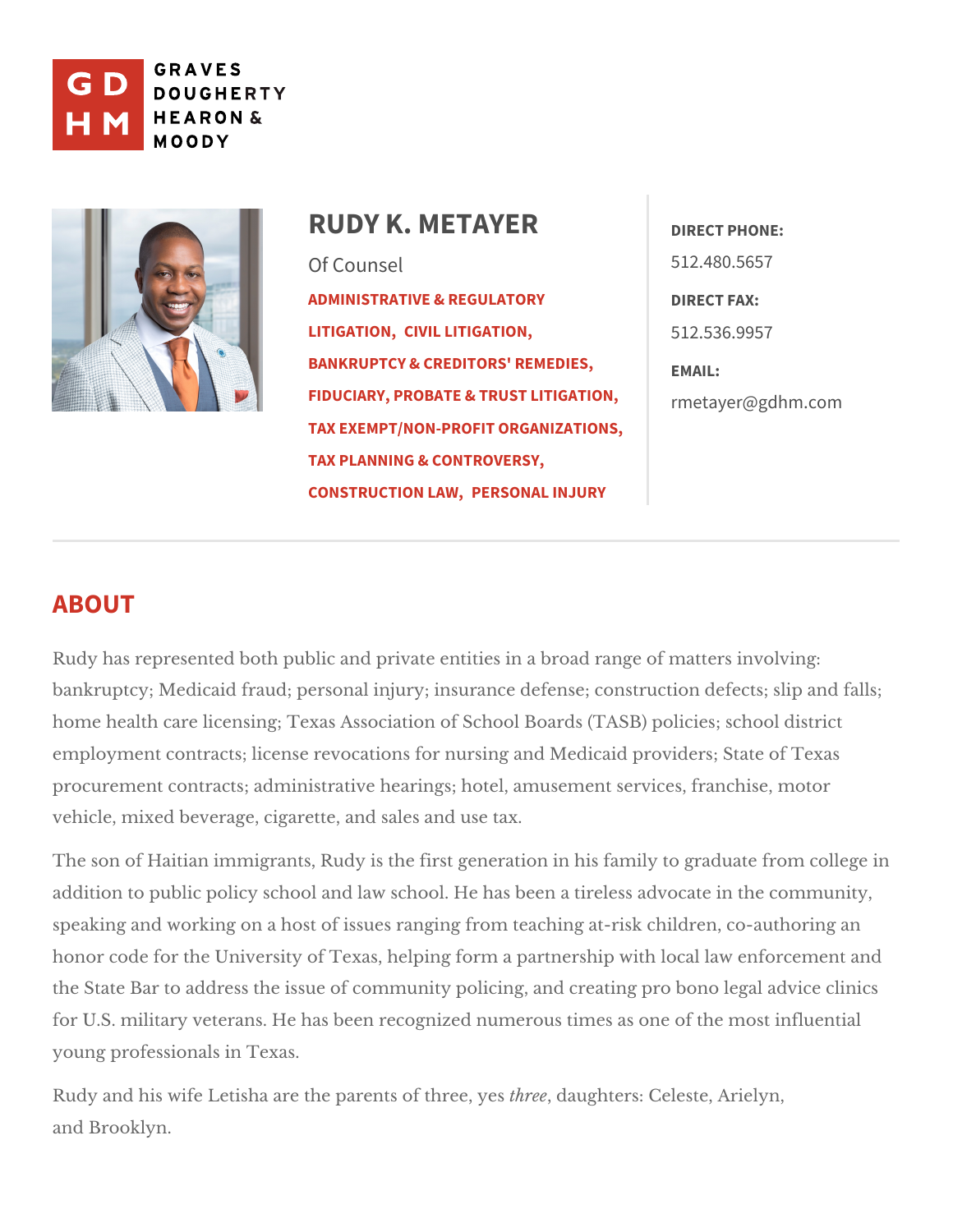GRAVES DOUGHERTY HEARON & MOODY

# RUDY K. METAYER

Of Counsel

ADMINISTRATIVE & REGULATORY LITIGATION, CIVIL LITIGATION, BANKRUPTCY & CREDITORS' REMEDIES, FIDUCIARY, PROBATE & TRUST LITIGATION, TAX EXEMPT/NON-PROFIT ORGANIZATIONS, TAX PLANNING & CONTROVERSY, CONSTRUCTION LAW, PERSONAL INJURY

**DIRECT PHONE:**
512.480.5657

**DIRECT FAX:**
512.536.9957

**EMAIL:**
rmetayer@gdhm.com

## ABOUT

Rudy has represented both public and private entities in a broad range of matters involving: bankruptcy; Medicaid fraud; personal injury; insurance defense; construction defects; slip and falls; home health care licensing; Texas Association of School Boards (TASB) policies; school district employment contracts; license revocations for nursing and Medicaid providers; State of Texas procurement contracts; administrative hearings; hotel, amusement services, franchise, motor vehicle, mixed beverage, cigarette, and sales and use tax.

The son of Haitian immigrants, Rudy is the first generation in his family to graduate from college in addition to public policy school and law school. He has been a tireless advocate in the community, speaking and working on a host of issues ranging from teaching at-risk children, co-authoring an honor code for the University of Texas, helping form a partnership with local law enforcement and the State Bar to address the issue of community policing, and creating pro bono legal advice clinics for U.S. military veterans. He has been recognized numerous times as one of the most influential young professionals in Texas.

Rudy and his wife Letisha are the parents of three, yes *three*, daughters: Celeste, Arielyn, and Brooklyn.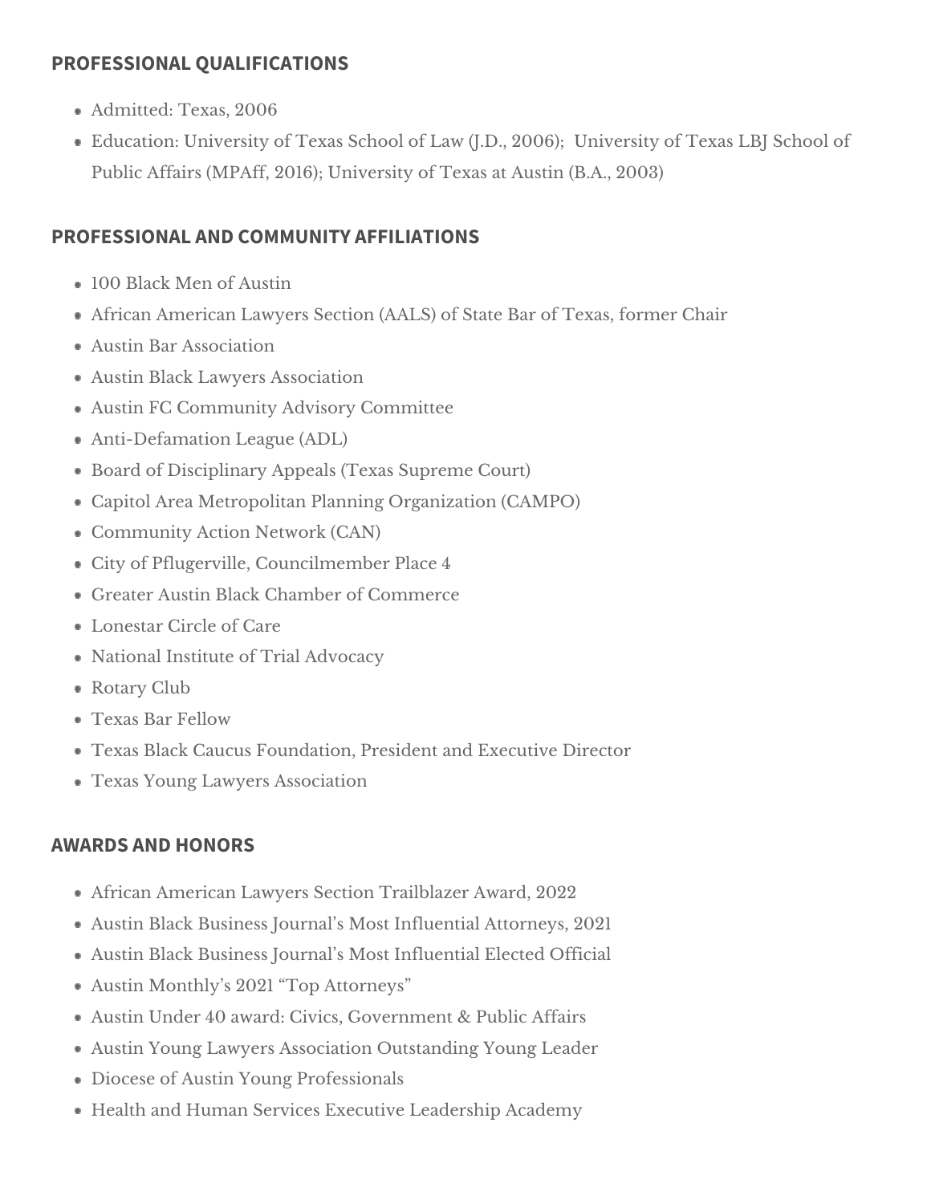## PROFESSIONAL QUALIFICATIONS

- Admitted: Texas, 2006
- Education: University of Texas School of Law (J.D., 2006); University of Texas LBJ School of Public Affairs (MPAff, 2016); University of Texas at Austin (B.A., 2003)

## PROFESSIONAL AND COMMUNITY AFFILIATIONS

- 100 Black Men of Austin
- African American Lawyers Section (AALS) of State Bar of Texas, former Chair
- Austin Bar Association
- Austin Black Lawyers Association
- Austin FC Community Advisory Committee
- Anti-Defamation League (ADL)
- Board of Disciplinary Appeals (Texas Supreme Court)
- Capitol Area Metropolitan Planning Organization (CAMPO)
- Community Action Network (CAN)
- City of Pflugerville, Councilmember Place 4
- Greater Austin Black Chamber of Commerce
- Lonestar Circle of Care
- National Institute of Trial Advocacy
- Rotary Club
- Texas Bar Fellow
- Texas Black Caucus Foundation, President and Executive Director
- Texas Young Lawyers Association

## AWARDS AND HONORS

- African American Lawyers Section Trailblazer Award, 2022
- Austin Black Business Journal's Most Influential Attorneys, 2021
- Austin Black Business Journal's Most Influential Elected Official
- Austin Monthly's 2021 "Top Attorneys"
- Austin Under 40 award: Civics, Government & Public Affairs
- Austin Young Lawyers Association Outstanding Young Leader
- Diocese of Austin Young Professionals
- Health and Human Services Executive Leadership Academy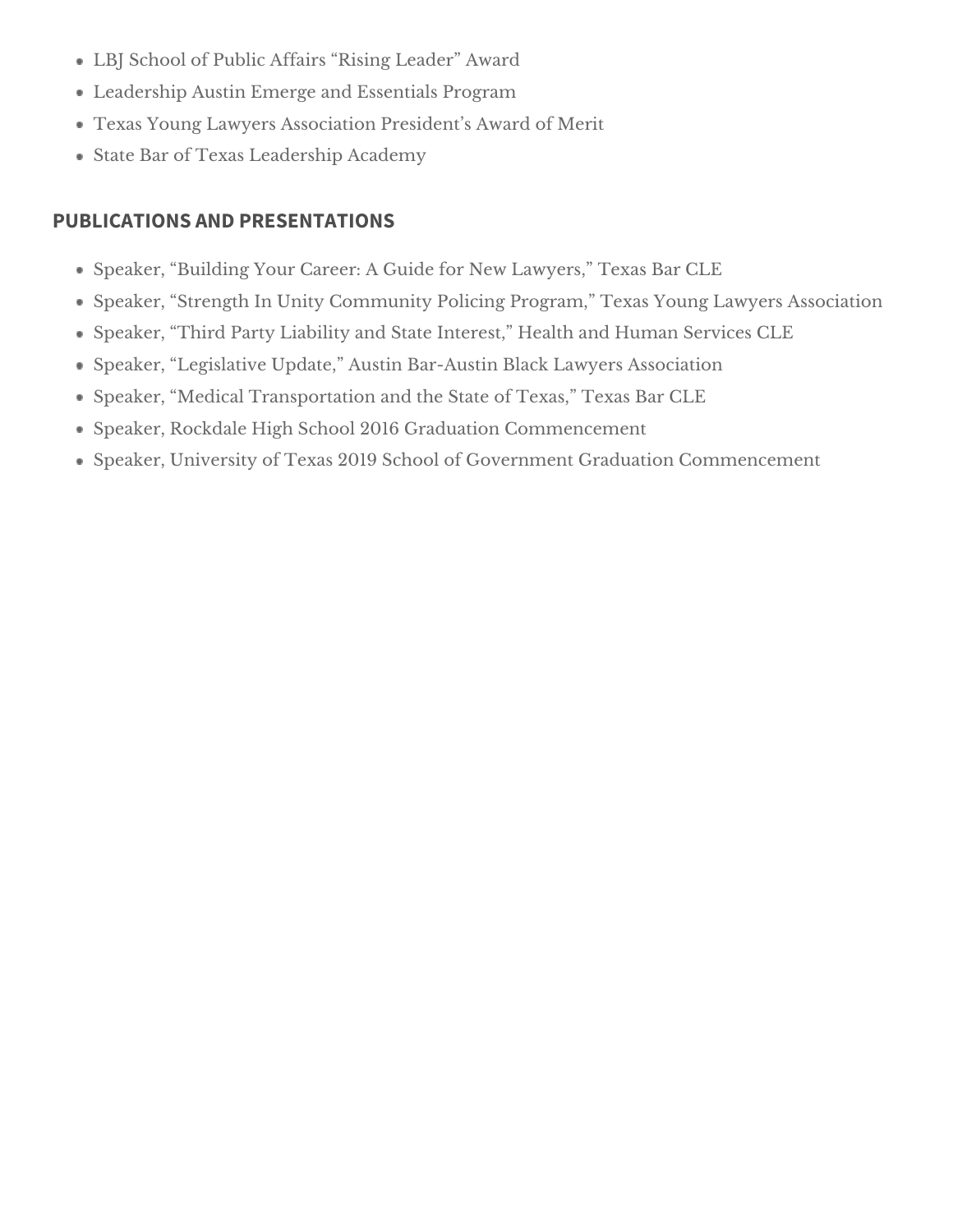- LBJ School of Public Affairs “Rising Leader” Award
- Leadership Austin Emerge and Essentials Program
- Texas Young Lawyers Association President’s Award of Merit
- State Bar of Texas Leadership Academy

## PUBLICATIONS AND PRESENTATIONS

- Speaker, “Building Your Career: A Guide for New Lawyers,” Texas Bar CLE
- Speaker, “Strength In Unity Community Policing Program,” Texas Young Lawyers Association
- Speaker, “Third Party Liability and State Interest,” Health and Human Services CLE
- Speaker, “Legislative Update,” Austin Bar-Austin Black Lawyers Association
- Speaker, “Medical Transportation and the State of Texas,” Texas Bar CLE
- Speaker, Rockdale High School 2016 Graduation Commencement
- Speaker, University of Texas 2019 School of Government Graduation Commencement